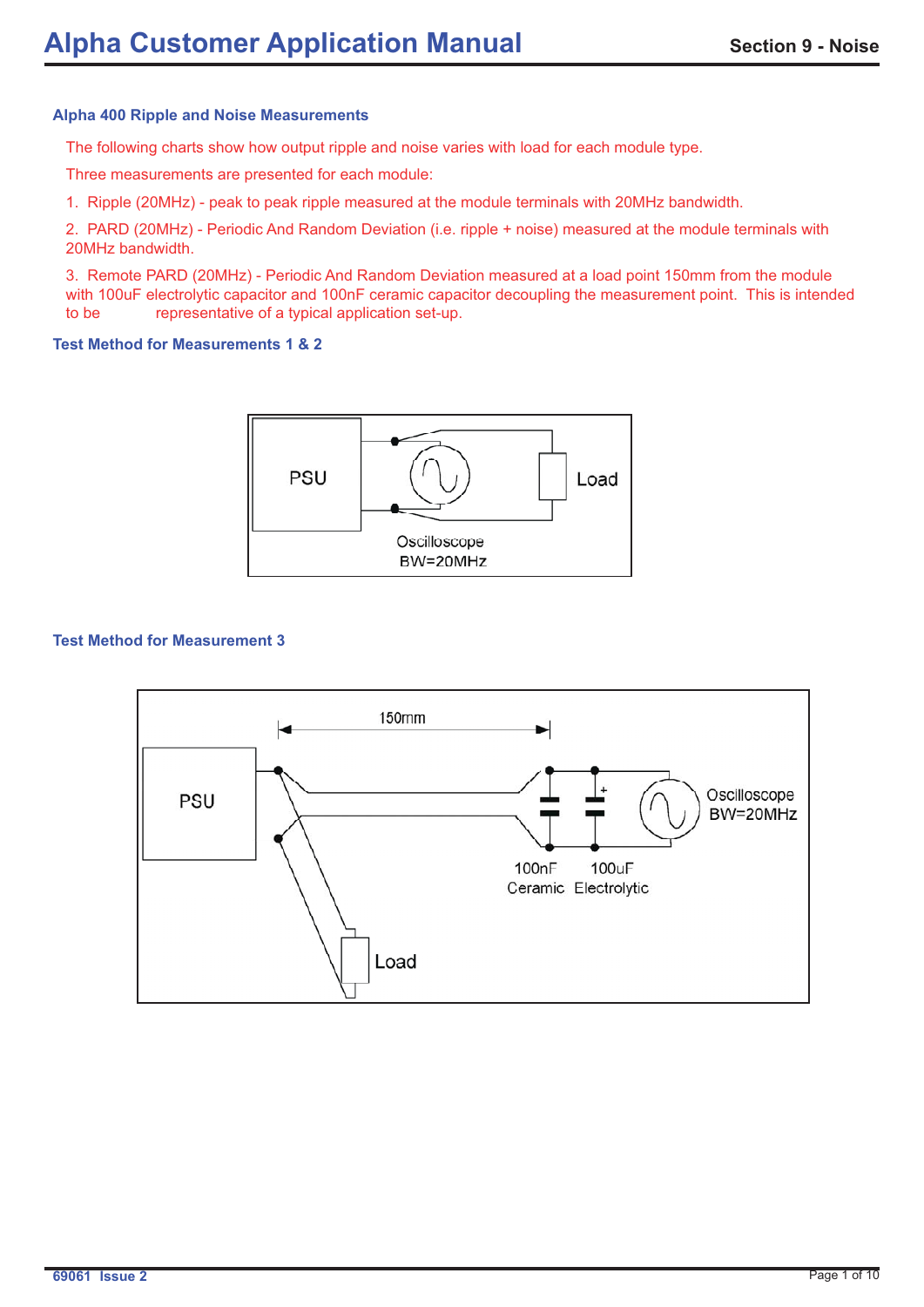## Alpha 400 Ripple and Noise Measurements

The following charts show how output ripple and noise varies with load for each module type.

Three measurements are presented for each module:

1. Ripple (20MHz) - peak to peak ripple measured at the module terminals with 20MHz bandwidth.
2. PARD (20MHz) - Periodic And Random Deviation (i.e. ripple + noise) measured at the module terminals with 20MHz bandwidth.
3. Remote PARD (20MHz) - Periodic And Random Deviation measured at a load point 150mm from the module with 100uF electrolytic capacitor and 100nF ceramic capacitor decoupling the measurement point. This is intended to be representative of a typical application set-up.

### Test Method for Measurements 1 & 2

PSU

Load

Oscilloscope
BW=20MHz

### Test Method for Measurement 3

150mm

PSU

Oscilloscope
BW=20MHz

100nF
Ceramic

100uF
Electrolytic

Load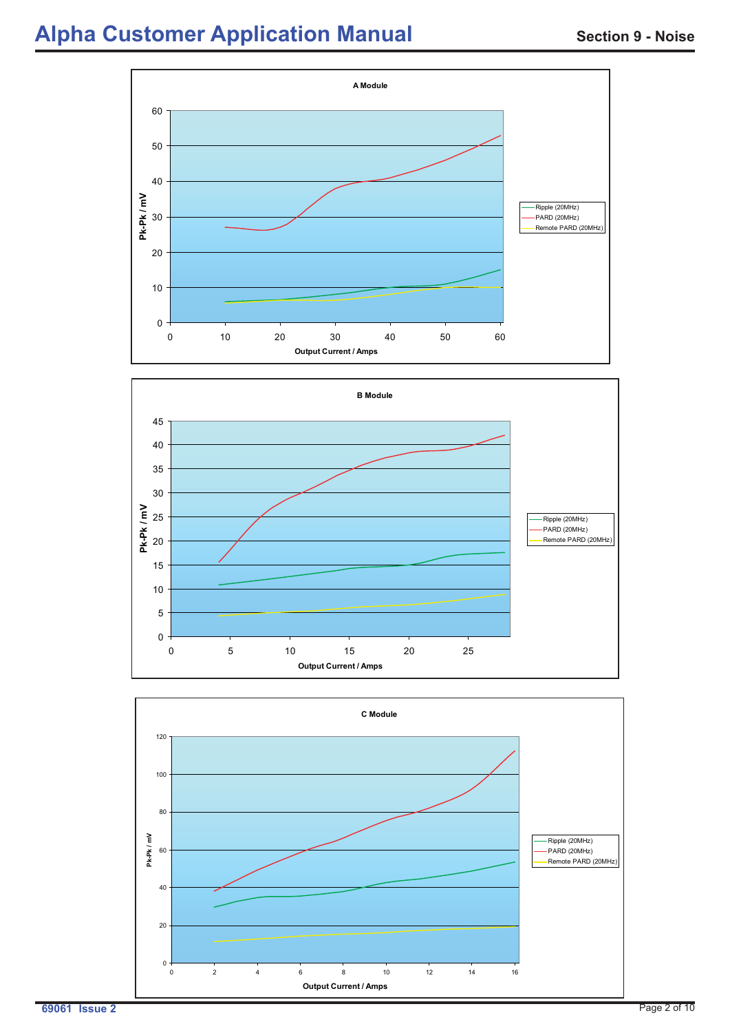A Module

Pk-Pk / mV

0
10
20
30
40
50
60

0
10
20
30
40
50
60

Output Current / Amps

Ripple (20MHz)
PARD (20MHz)
Remote PARD (20MHz)

B Module

Pk-Pk / mV

0
5
10
15
20
25
30
35
40
45

0
5
10
15
20
25

Output Current / Amps

Ripple (20MHz)
PARD (20MHz)
Remote PARD (20MHz)

C Module

Pk-Pk / mV

0
20
40
60
80
100
120

0
2
4
6
8
10
12
14
16

Output Current / Amps

Ripple (20MHz)
PARD (20MHz)
Remote PARD (20MHz)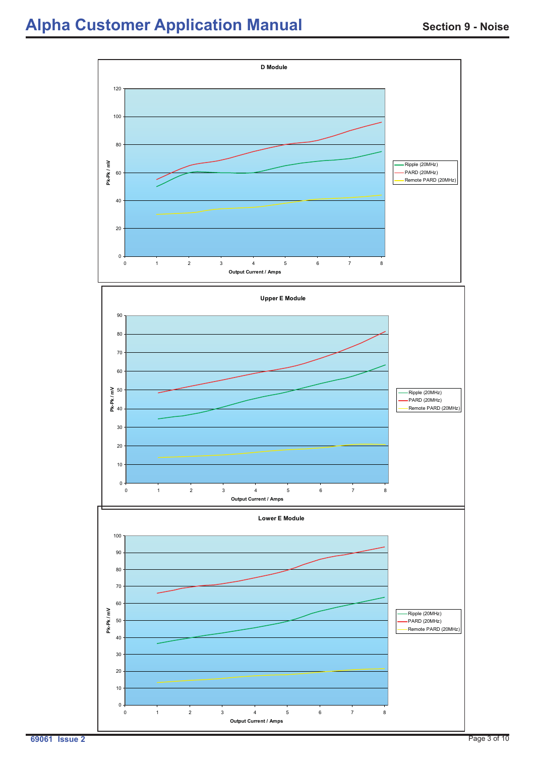D Module

Pk-Pk / mV

120
100
80
60
40
20
0

0 1 2 3 4 5 6 7 8

Output Current / Amps

Ripple (20MHz)
PARD (20MHz)
Remote PARD (20MHz)

Upper E Module

Pk-Pk / mV

90
80
70
60
50
40
30
20
10
0

0 1 2 3 4 5 6 7 8

Output Current / Amps

Ripple (20MHz)
PARD (20MHz)
Remote PARD (20MHz)

Lower E Module

Pk-Pk / mV

100
90
80
70
60
50
40
30
20
10
0

0 1 2 3 4 5 6 7 8

Output Current / Amps

Ripple (20MHz)
PARD (20MHz)
Remote PARD (20MHz)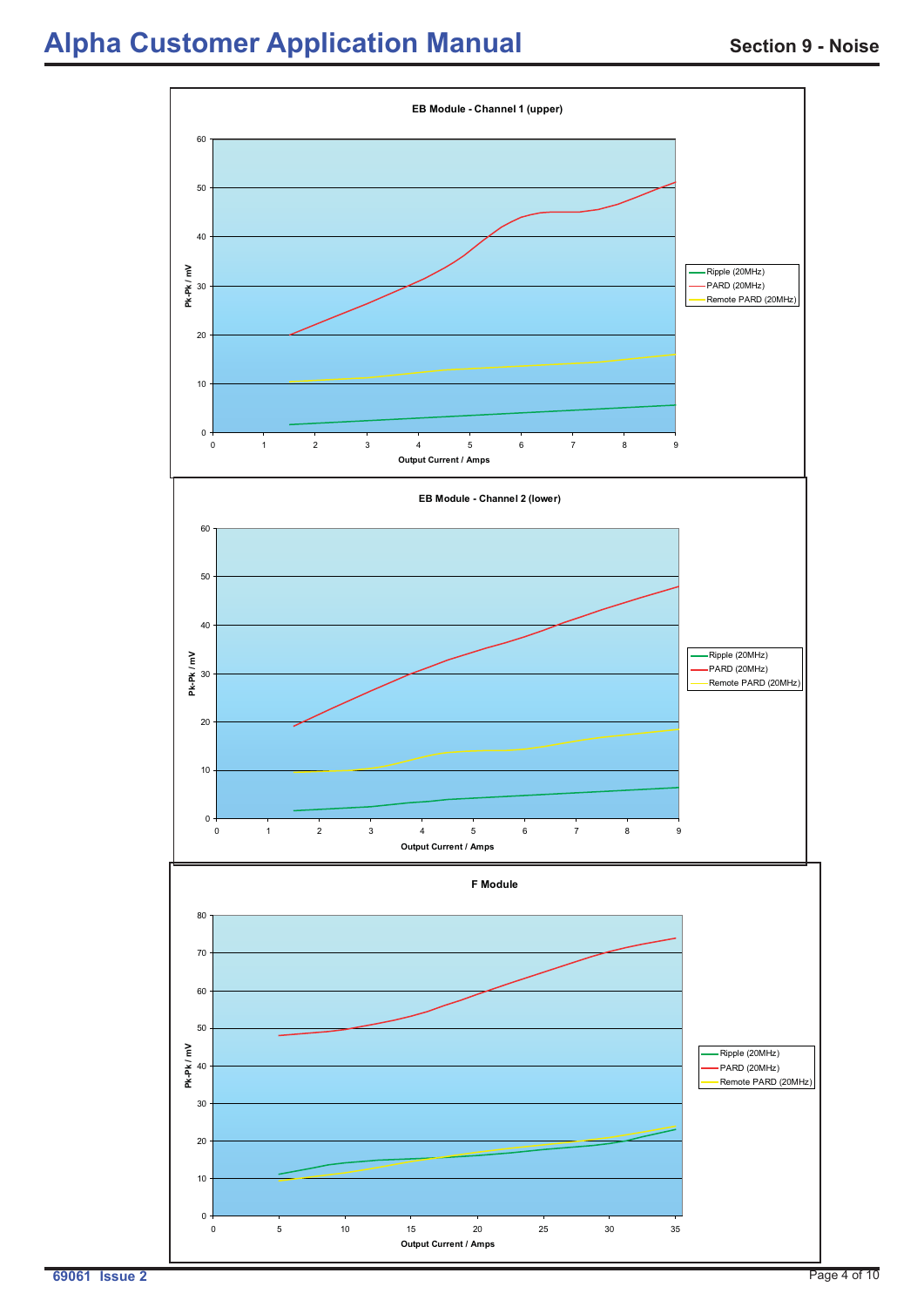EB Module - Channel 1 (upper)

Pk-Pk / mV

0 10 20 30 40 50 60

0 1 2 3 4 5 6 7 8 9

Output Current / Amps

Ripple (20MHz)
PARD (20MHz)
Remote PARD (20MHz)

EB Module - Channel 2 (lower)

Pk-Pk / mV

0 10 20 30 40 50 60

0 1 2 3 4 5 6 7 8 9

Output Current / Amps

Ripple (20MHz)
PARD (20MHz)
Remote PARD (20MHz)

F Module

Pk-Pk / mV

0 10 20 30 40 50 60 70 80

0 5 10 15 20 25 30 35

Output Current / Amps

Ripple (20MHz)
PARD (20MHz)
Remote PARD (20MHz)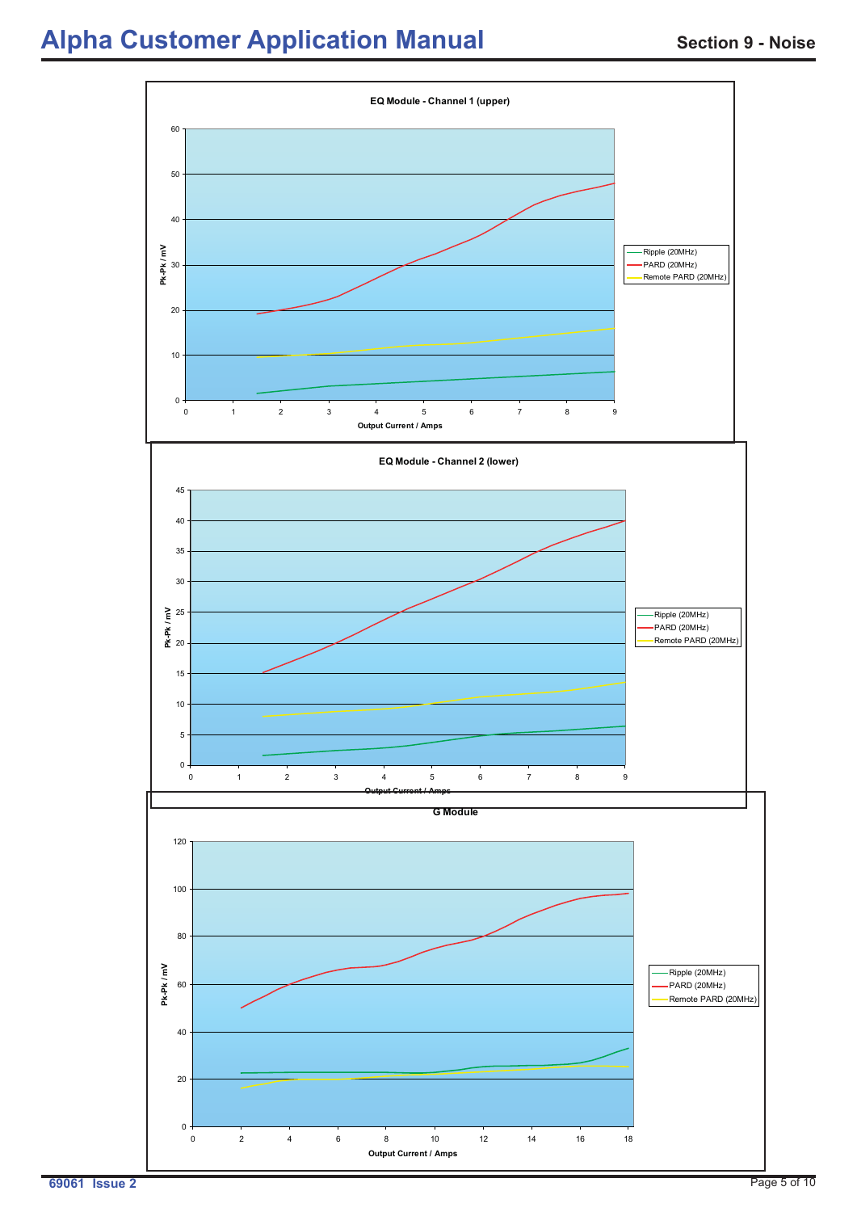**EQ Module - Channel 1 (upper)**

Pk-Pk / mV vs Output Current / Amps

- Ripple (20MHz)
- PARD (20MHz)
- Remote PARD (20MHz)

**EQ Module - Channel 2 (lower)**

Pk-Pk / mV vs Output Current / Amps

- Ripple (20MHz)
- PARD (20MHz)
- Remote PARD (20MHz)

**G Module**

Pk-Pk / mV vs Output Current / Amps

- Ripple (20MHz)
- PARD (20MHz)
- Remote PARD (20MHz)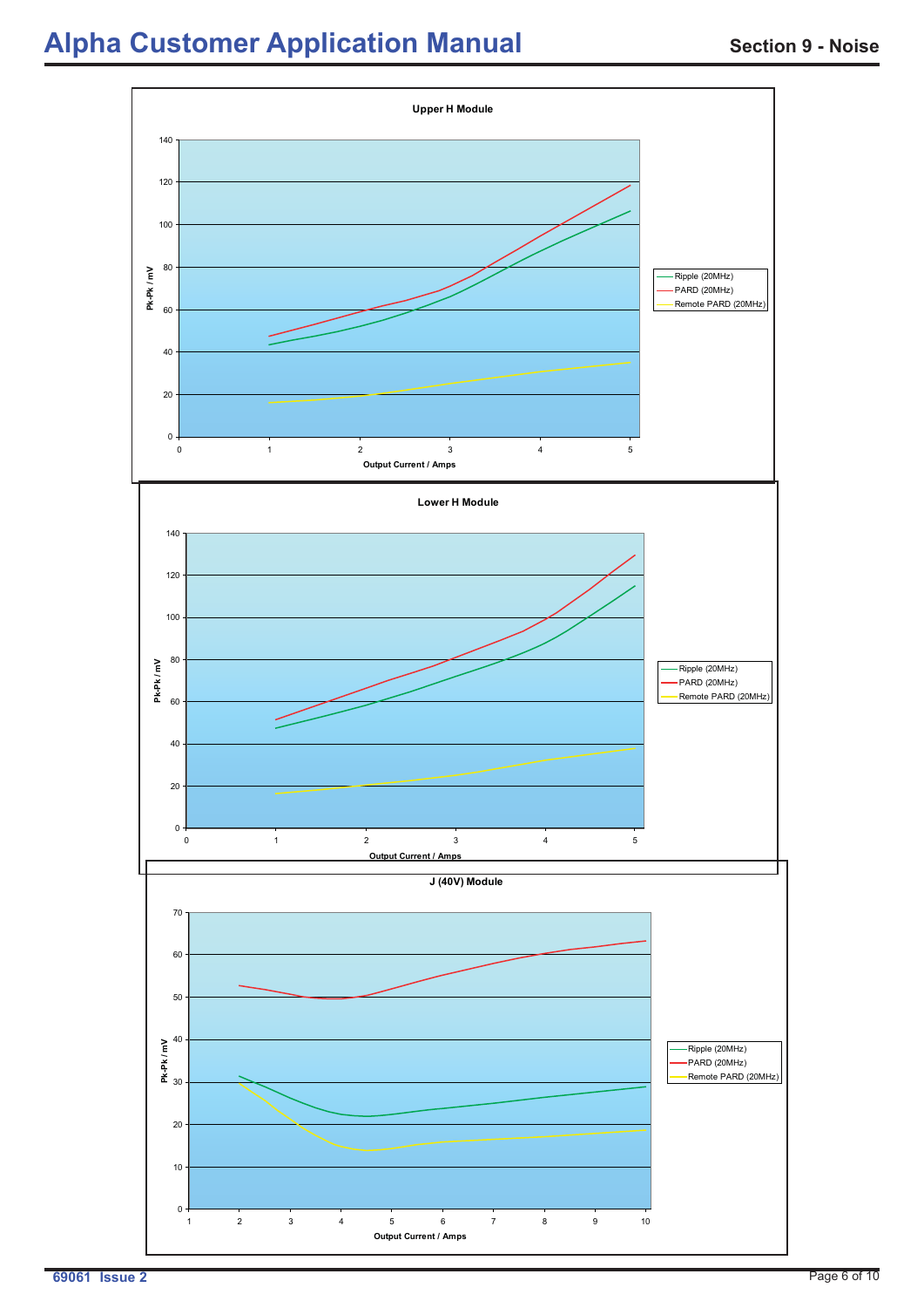Upper H Module

140
120
100
80
60
40
20
0

Pk-Pk / mV

0 1 2 3 4 5

Output Current / Amps

Ripple (20MHz)
PARD (20MHz)
Remote PARD (20MHz)

Lower H Module

140
120
100
80
60
40
20
0

Pk-Pk / mV

0 1 2 3 4 5

Output Current / Amps

Ripple (20MHz)
PARD (20MHz)
Remote PARD (20MHz)

J (40V) Module

70
60
50
40
30
20
10
0

Pk-Pk / mV

1 2 3 4 5 6 7 8 9 10

Output Current / Amps

Ripple (20MHz)
PARD (20MHz)
Remote PARD (20MHz)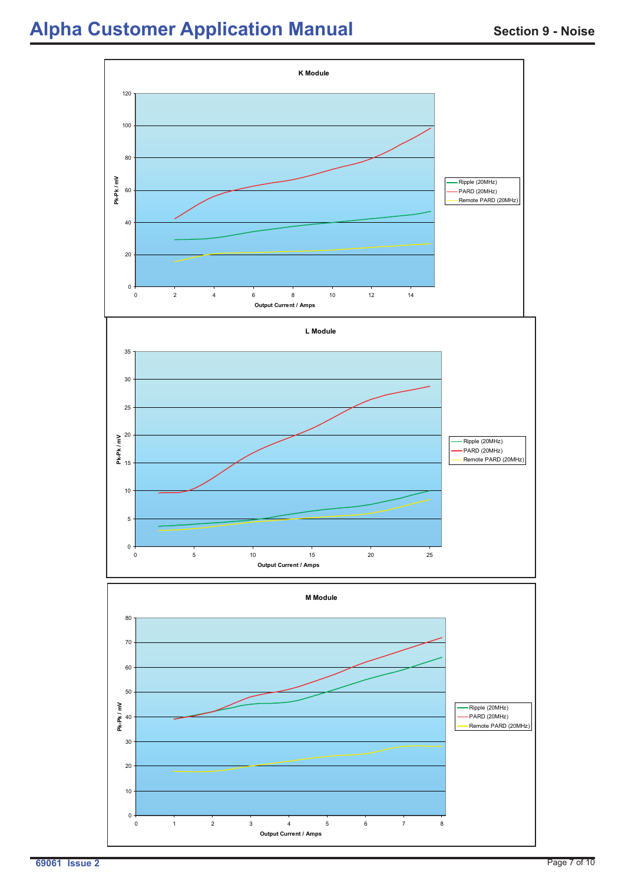K Module

120
100
80
60
40
20
0

Pk-Pk / mV

0 2 4 6 8 10 12 14

Output Current / Amps

Ripple (20MHz)
PARD (20MHz)
Remote PARD (20MHz)

L Module

35
30
25
20
15
10
5
0

Pk-Pk / mV

0 5 10 15 20 25

Output Current / Amps

Ripple (20MHz)
PARD (20MHz)
Remote PARD (20MHz)

M Module

80
70
60
50
40
30
20
10
0

Pk-Pk / mV

0 1 2 3 4 5 6 7 8

Output Current / Amps

Ripple (20MHz)
PARD (20MHz)
Remote PARD (20MHz)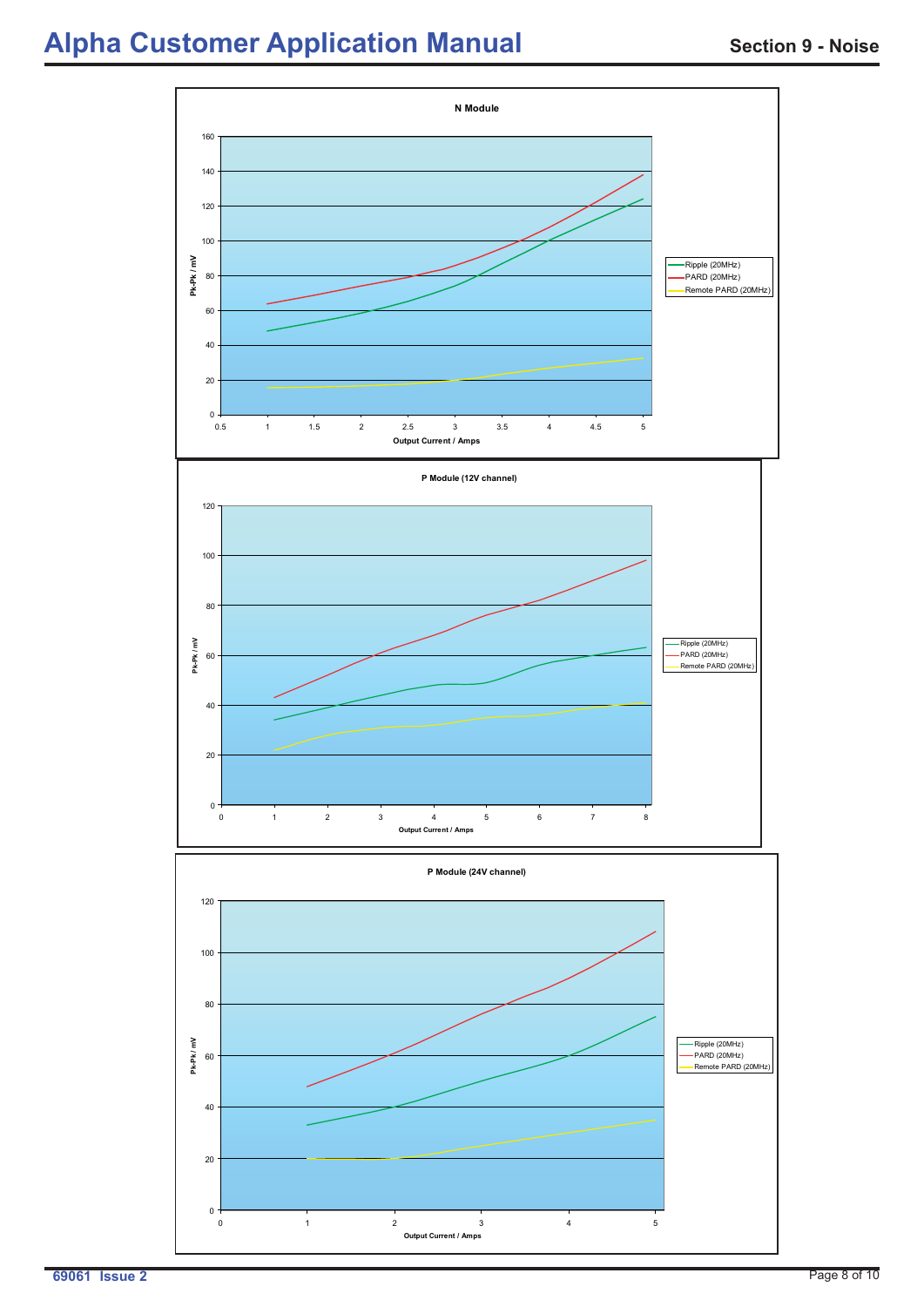**N Module**

Pk-Pk / mV

160
140
120
100
80
60
40
20
0

0.5 1 1.5 2 2.5 3 3.5 4 4.5 5

Output Current / Amps

Ripple (20MHz)
PARD (20MHz)
Remote PARD (20MHz)

**P Module (12V channel)**

Pk-Pk / mV

120
100
80
60
40
20
0

0 1 2 3 4 5 6 7 8

Output Current / Amps

Ripple (20MHz)
PARD (20MHz)
Remote PARD (20MHz)

**P Module (24V channel)**

Pk-Pk / mV

120
100
80
60
40
20
0

0 1 2 3 4 5

Output Current / Amps

Ripple (20MHz)
PARD (20MHz)
Remote PARD (20MHz)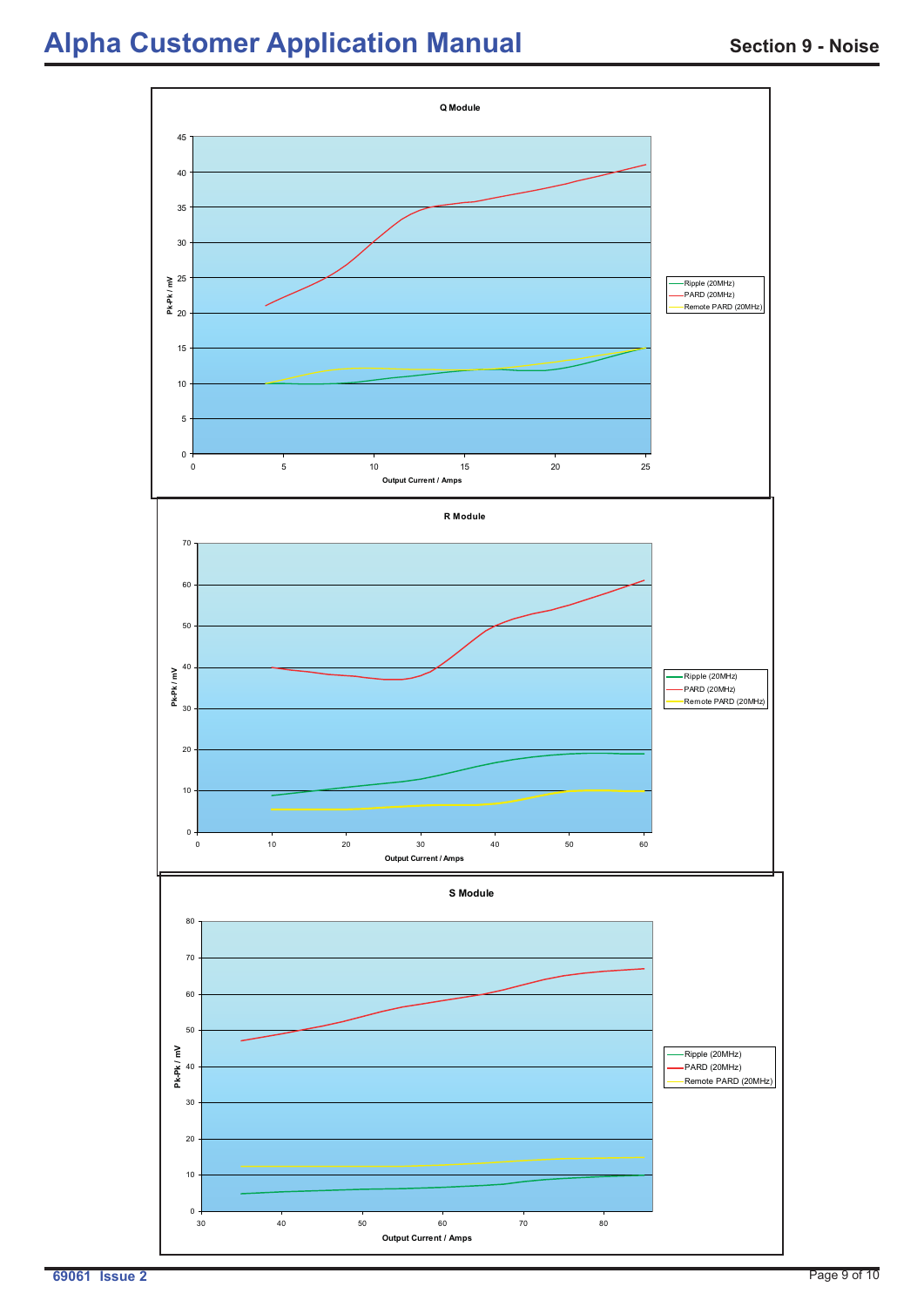Q Module

Pk-Pk / mV

45
40
35
30
25
20
15
10
5
0

0
5
10
15
20
25

Output Current / Amps

Ripple (20MHz)
PARD (20MHz)
Remote PARD (20MHz)

R Module

Pk-Pk / mV

70
60
50
40
30
20
10
0

0
10
20
30
40
50
60

Output Current / Amps

Ripple (20MHz)
PARD (20MHz)
Remote PARD (20MHz)

S Module

Pk-Pk / mV

80
70
60
50
40
30
20
10
0

30
40
50
60
70
80

Output Current / Amps

Ripple (20MHz)
PARD (20MHz)
Remote PARD (20MHz)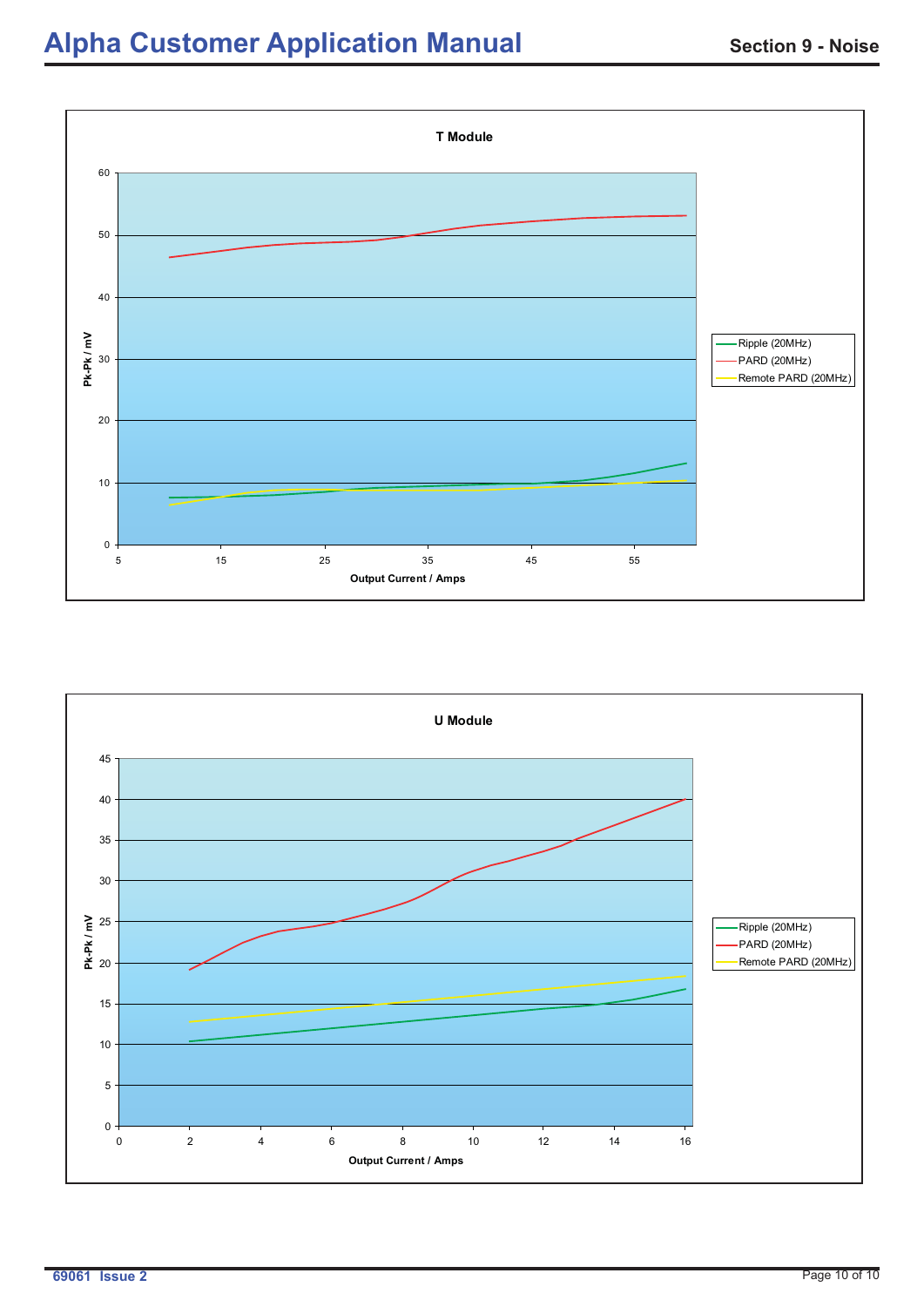T Module

60
50
40
30
20
10
0

Pk-Pk / mV

5 15 25 35 45 55

Output Current / Amps

Ripple (20MHz)
PARD (20MHz)
Remote PARD (20MHz)

U Module

45
40
35
30
25
20
15
10
5
0

Pk-Pk / mV

0 2 4 6 8 10 12 14 16

Output Current / Amps

Ripple (20MHz)
PARD (20MHz)
Remote PARD (20MHz)